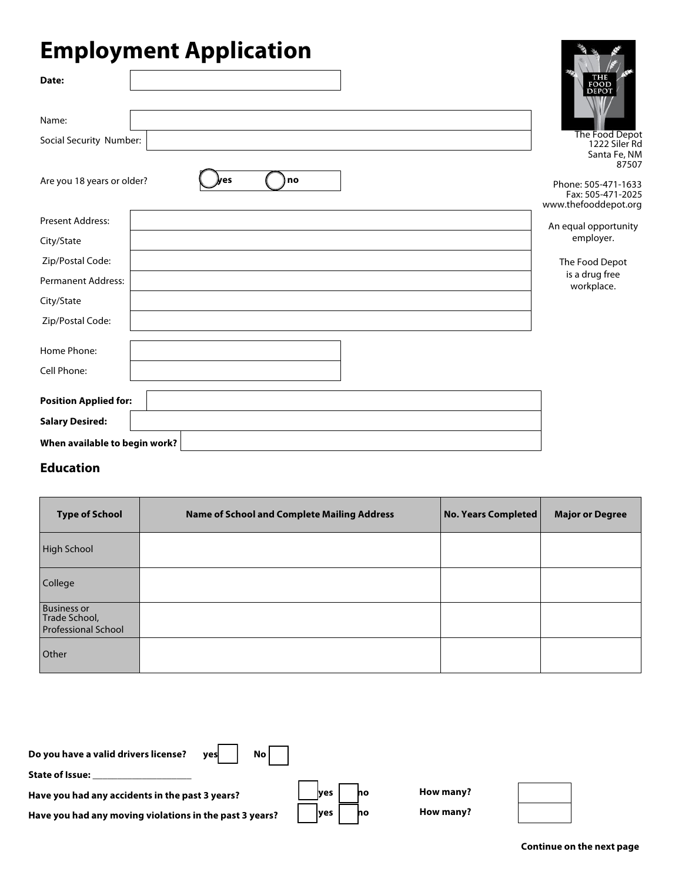# Employment Application

The Food Depot
1222 Siler Rd
Santa Fe, NM
87507

Phone: 505-471-1633
Fax: 505-471-2025
www.thefooddepot.org

An equal opportunity employer.

The Food Depot is a drug free workplace.

**Date:**

Name:

Social Security Number:

Are you 18 years or older? ○ **yes** ○ **no**

Present Address:

City/State

Zip/Postal Code:

Permanent Address:

City/State

Zip/Postal Code:

Home Phone:

Cell Phone:

**Position Applied for:**

**Salary Desired:**

**When available to begin work?**

## Education

| Type of School | Name of School and Complete Mailing Address | No. Years Completed | Major or Degree |
|---|---|---|---|
| High School | | | |
| College | | | |
| Business or Trade School, Professional School | | | |
| Other | | | |

**Do you have a valid drivers license?** **yes** ☐ **No** ☐

**State of Issue:** ____________________

**Have you had any accidents in the past 3 years?** ☐ **yes** ☐ **no** **How many?**

**Have you had any moving violations in the past 3 years?** ☐ **yes** ☐ **no** **How many?**

**Continue on the next page**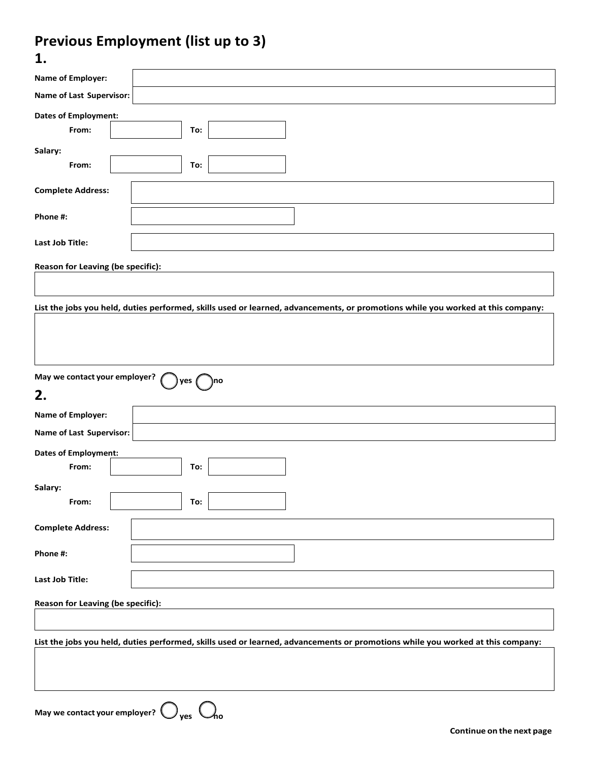# Previous Employment (list up to 3)

## 1.

**Name of Employer:**

**Name of Last Supervisor:**

**Dates of Employment:**

**From:** **To:**

**Salary:**

**From:** **To:**

**Complete Address:**

**Phone #:**

**Last Job Title:**

**Reason for Leaving (be specific):**

**List the jobs you held, duties performed, skills used or learned, advancements, or promotions while you worked at this company:**

**May we contact your employer?** ◯ **yes** ◯ **no**

## 2.

**Name of Employer:**

**Name of Last Supervisor:**

**Dates of Employment:**

**From:** **To:**

**Salary:**

**From:** **To:**

**Complete Address:**

**Phone #:**

**Last Job Title:**

**Reason for Leaving (be specific):**

**List the jobs you held, duties performed, skills used or learned, advancements or promotions while you worked at this company:**

**May we contact your employer?** ◯ **yes** ◯ **no**

**Continue on the next page**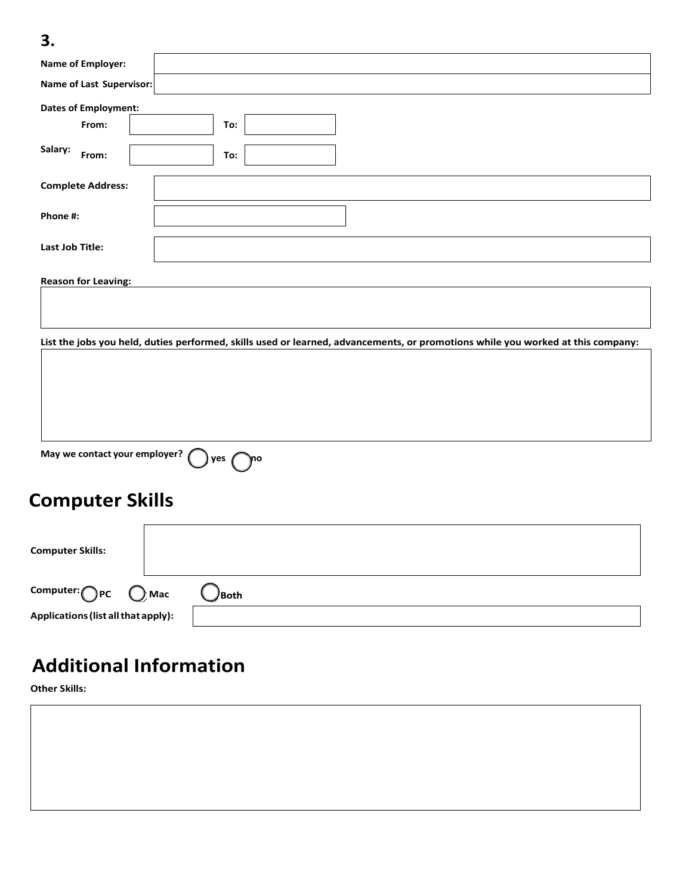## 3.

**Name of Employer:**

**Name of Last Supervisor:**

**Dates of Employment:**

**From:** **To:**

**Salary:** **From:** **To:**

**Complete Address:**

**Phone #:**

**Last Job Title:**

**Reason for Leaving:**

**List the jobs you held, duties performed, skills used or learned, advancements, or promotions while you worked at this company:**

**May we contact your employer?** ◯ **yes** ◯ **no**

# Computer Skills

**Computer Skills:**

**Computer:** ◯ **PC** ◯ **Mac** ◯ **Both**

**Applications (list all that apply):**

# Additional Information

**Other Skills:**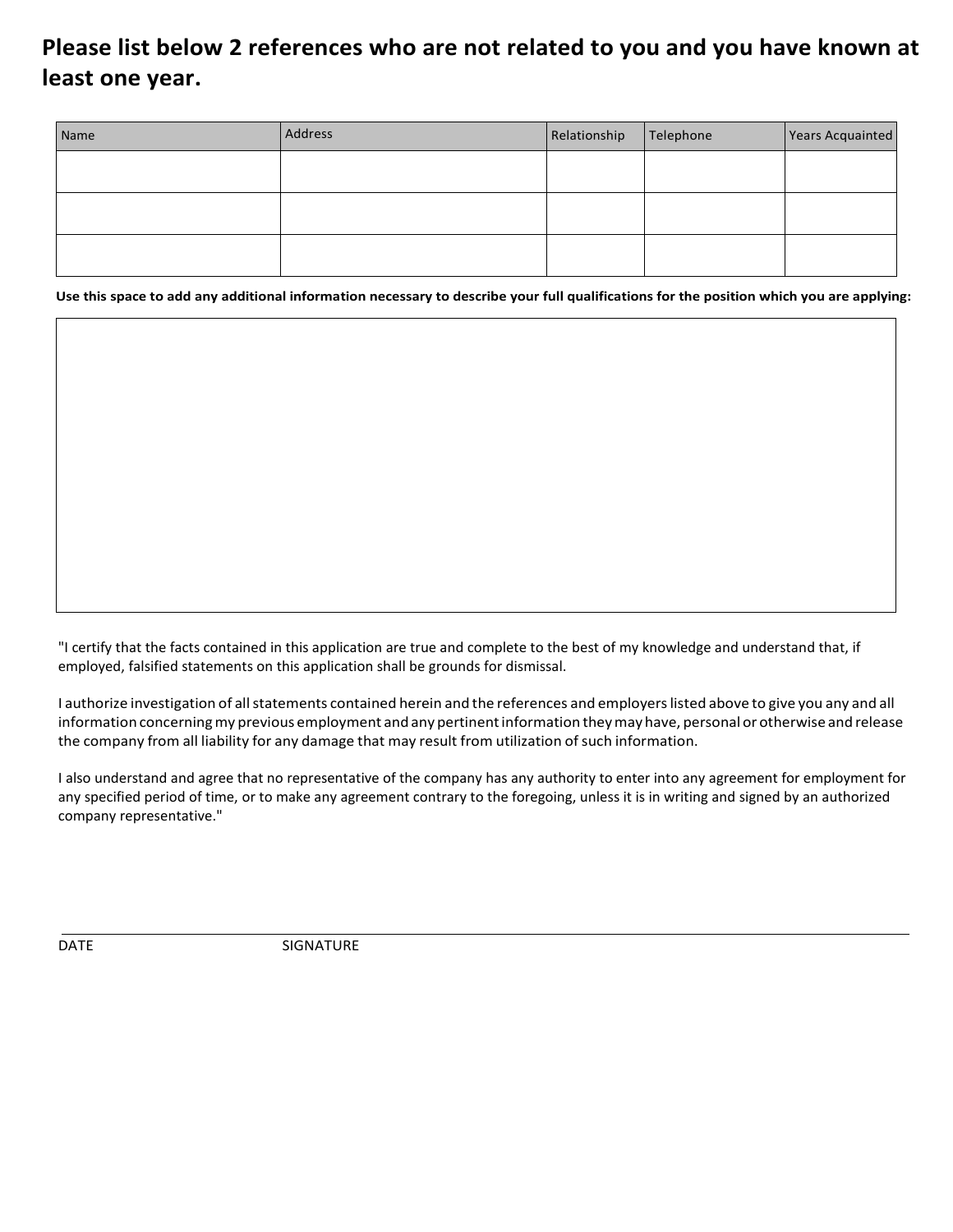## Please list below 2 references who are not related to you and you have known at least one year.

| Name | Address | Relationship | Telephone | Years Acquainted |
|---|---|---|---|---|
| | | | | |
| | | | | |
| | | | | |

**Use this space to add any additional information necessary to describe your full qualifications for the position which you are applying:**

"I certify that the facts contained in this application are true and complete to the best of my knowledge and understand that, if employed, falsified statements on this application shall be grounds for dismissal.

I authorize investigation of all statements contained herein and the references and employers listed above to give you any and all information concerning my previous employment and any pertinent information they may have, personal or otherwise and release the company from all liability for any damage that may result from utilization of such information.

I also understand and agree that no representative of the company has any authority to enter into any agreement for employment for any specified period of time, or to make any agreement contrary to the foregoing, unless it is in writing and signed by an authorized company representative."

DATE SIGNATURE